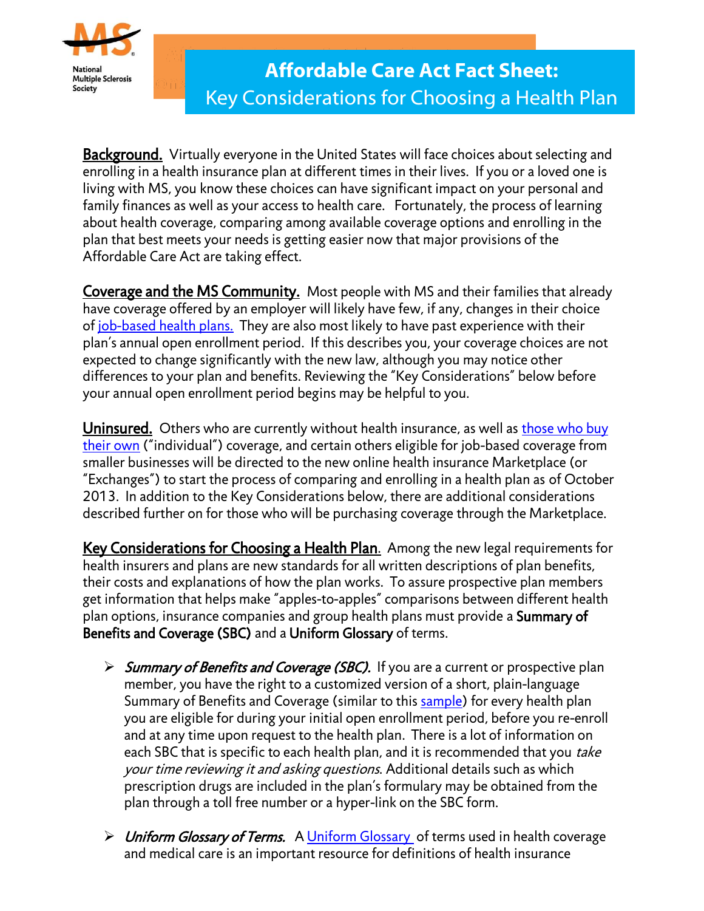National Multiple Sclerosis Society

# Affordable Care Act Fact Sheet: Key Considerations for Choosing a Health Plan

**Background.** Virtually everyone in the United States will face choices about selecting and enrolling in a health insurance plan at different times in their lives. If you or a loved one is living with MS, you know these choices can have significant impact on your personal and family finances as well as your access to health care. Fortunately, the process of learning about health coverage, comparing among available coverage options and enrolling in the plan that best meets your needs is getting easier now that major provisions of the Affordable Care Act are taking effect.

**Coverage and the MS Community.** Most people with MS and their families that already have coverage offered by an employer will likely have few, if any, changes in their choice of job-based health plans. They are also most likely to have past experience with their plan's annual open enrollment period. If this describes you, your coverage choices are not expected to change significantly with the new law, although you may notice other differences to your plan and benefits. Reviewing the "Key Considerations" below before your annual open enrollment period begins may be helpful to you.

**Uninsured.** Others who are currently without health insurance, as well as those who buy their own ("individual") coverage, and certain others eligible for job-based coverage from smaller businesses will be directed to the new online health insurance Marketplace (or "Exchanges") to start the process of comparing and enrolling in a health plan as of October 2013. In addition to the Key Considerations below, there are additional considerations described further on for those who will be purchasing coverage through the Marketplace.

**Key Considerations for Choosing a Health Plan.** Among the new legal requirements for health insurers and plans are new standards for all written descriptions of plan benefits, their costs and explanations of how the plan works. To assure prospective plan members get information that helps make "apples-to-apples" comparisons between different health plan options, insurance companies and group health plans must provide a **Summary of Benefits and Coverage (SBC)** and a **Uniform Glossary** of terms.

- ***Summary of Benefits and Coverage (SBC).*** If you are a current or prospective plan member, you have the right to a customized version of a short, plain-language Summary of Benefits and Coverage (similar to this sample) for every health plan you are eligible for during your initial open enrollment period, before you re-enroll and at any time upon request to the health plan. There is a lot of information on each SBC that is specific to each health plan, and it is recommended that you *take your time reviewing it and asking questions*. Additional details such as which prescription drugs are included in the plan's formulary may be obtained from the plan through a toll free number or a hyper-link on the SBC form.

- ***Uniform Glossary of Terms.*** A Uniform Glossary of terms used in health coverage and medical care is an important resource for definitions of health insurance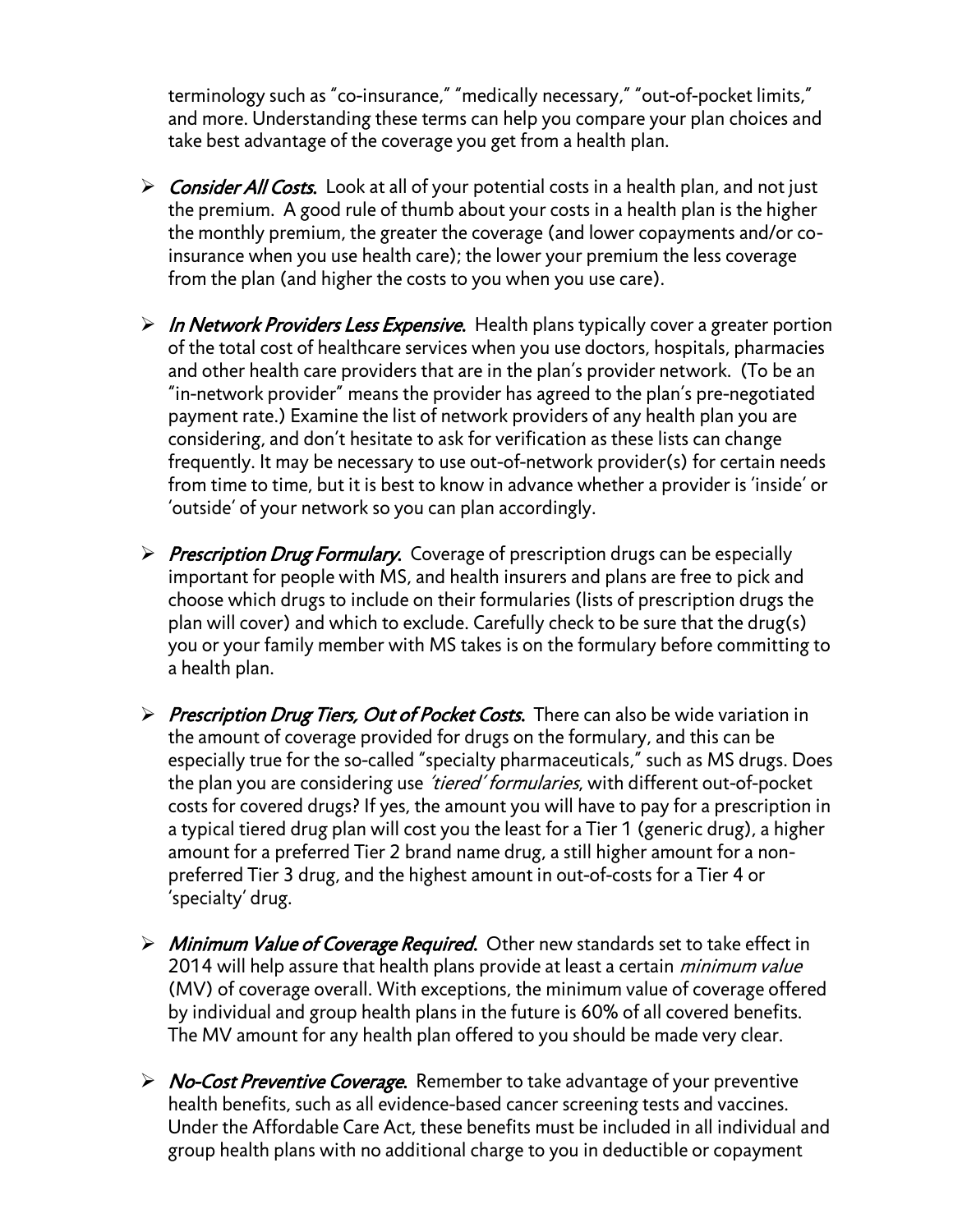terminology such as "co-insurance," "medically necessary," "out-of-pocket limits," and more. Understanding these terms can help you compare your plan choices and take best advantage of the coverage you get from a health plan.

- ***Consider All Costs.*** Look at all of your potential costs in a health plan, and not just the premium. A good rule of thumb about your costs in a health plan is the higher the monthly premium, the greater the coverage (and lower copayments and/or co-insurance when you use health care); the lower your premium the less coverage from the plan (and higher the costs to you when you use care).

- ***In Network Providers Less Expensive.*** Health plans typically cover a greater portion of the total cost of healthcare services when you use doctors, hospitals, pharmacies and other health care providers that are in the plan's provider network. (To be an "in-network provider" means the provider has agreed to the plan's pre-negotiated payment rate.) Examine the list of network providers of any health plan you are considering, and don't hesitate to ask for verification as these lists can change frequently. It may be necessary to use out-of-network provider(s) for certain needs from time to time, but it is best to know in advance whether a provider is 'inside' or 'outside' of your network so you can plan accordingly.

- ***Prescription Drug Formulary.*** Coverage of prescription drugs can be especially important for people with MS, and health insurers and plans are free to pick and choose which drugs to include on their formularies (lists of prescription drugs the plan will cover) and which to exclude. Carefully check to be sure that the drug(s) you or your family member with MS takes is on the formulary before committing to a health plan.

- ***Prescription Drug Tiers, Out of Pocket Costs.*** There can also be wide variation in the amount of coverage provided for drugs on the formulary, and this can be especially true for the so-called "specialty pharmaceuticals," such as MS drugs. Does the plan you are considering use *'tiered' formularies*, with different out-of-pocket costs for covered drugs? If yes, the amount you will have to pay for a prescription in a typical tiered drug plan will cost you the least for a Tier 1 (generic drug), a higher amount for a preferred Tier 2 brand name drug, a still higher amount for a non-preferred Tier 3 drug, and the highest amount in out-of-costs for a Tier 4 or 'specialty' drug.

- ***Minimum Value of Coverage Required.*** Other new standards set to take effect in 2014 will help assure that health plans provide at least a certain *minimum value* (MV) of coverage overall. With exceptions, the minimum value of coverage offered by individual and group health plans in the future is 60% of all covered benefits. The MV amount for any health plan offered to you should be made very clear.

- ***No-Cost Preventive Coverage.*** Remember to take advantage of your preventive health benefits, such as all evidence-based cancer screening tests and vaccines. Under the Affordable Care Act, these benefits must be included in all individual and group health plans with no additional charge to you in deductible or copayment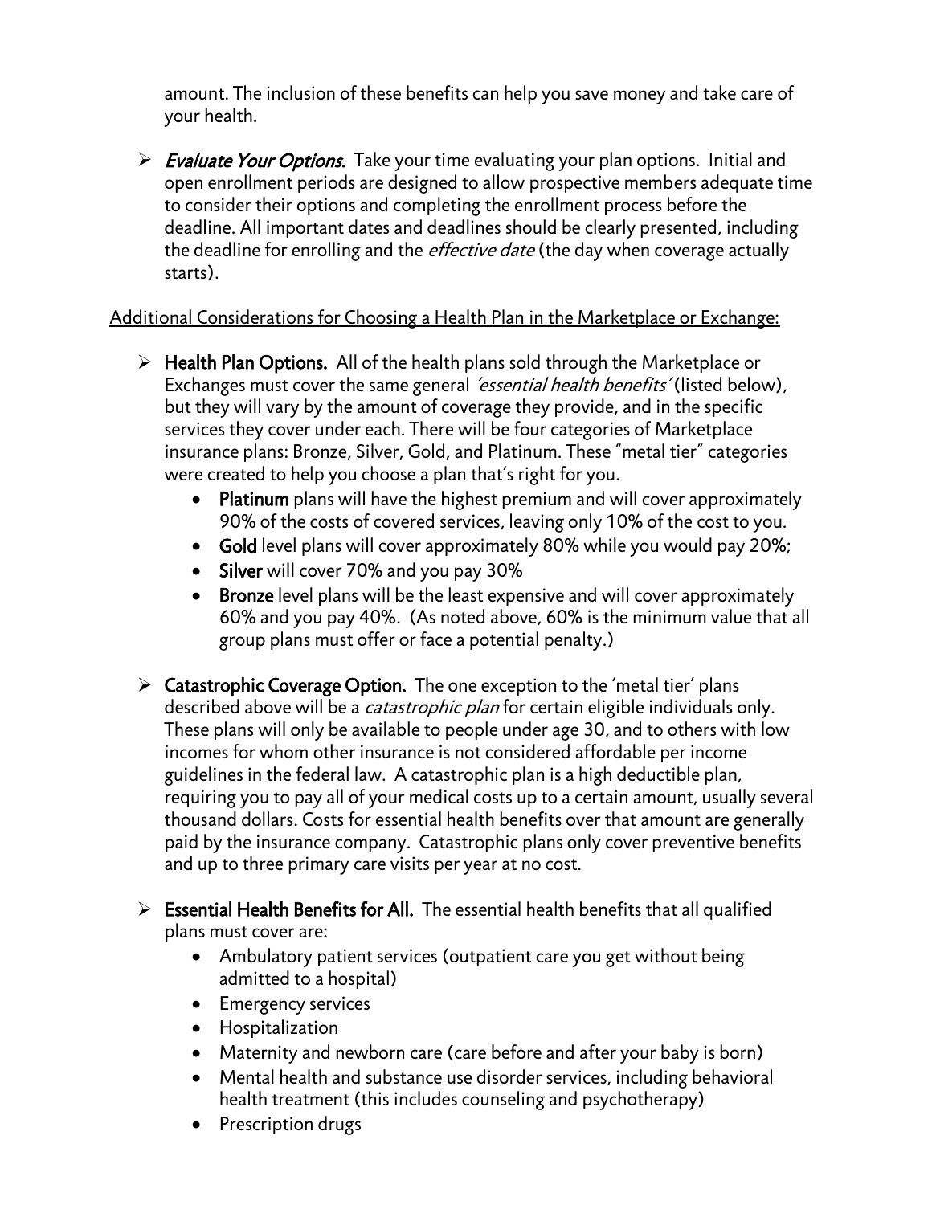amount. The inclusion of these benefits can help you save money and take care of your health.

- ***Evaluate Your Options.*** Take your time evaluating your plan options. Initial and open enrollment periods are designed to allow prospective members adequate time to consider their options and completing the enrollment process before the deadline. All important dates and deadlines should be clearly presented, including the deadline for enrolling and the *effective date* (the day when coverage actually starts).

<u>Additional Considerations for Choosing a Health Plan in the Marketplace or Exchange:</u>

- **Health Plan Options.** All of the health plans sold through the Marketplace or Exchanges must cover the same general *'essential health benefits'* (listed below), but they will vary by the amount of coverage they provide, and in the specific services they cover under each. There will be four categories of Marketplace insurance plans: Bronze, Silver, Gold, and Platinum. These "metal tier" categories were created to help you choose a plan that's right for you.
  - **Platinum** plans will have the highest premium and will cover approximately 90% of the costs of covered services, leaving only 10% of the cost to you.
  - **Gold** level plans will cover approximately 80% while you would pay 20%;
  - **Silver** will cover 70% and you pay 30%
  - **Bronze** level plans will be the least expensive and will cover approximately 60% and you pay 40%. (As noted above, 60% is the minimum value that all group plans must offer or face a potential penalty.)

- **Catastrophic Coverage Option.** The one exception to the 'metal tier' plans described above will be a *catastrophic plan* for certain eligible individuals only. These plans will only be available to people under age 30, and to others with low incomes for whom other insurance is not considered affordable per income guidelines in the federal law. A catastrophic plan is a high deductible plan, requiring you to pay all of your medical costs up to a certain amount, usually several thousand dollars. Costs for essential health benefits over that amount are generally paid by the insurance company. Catastrophic plans only cover preventive benefits and up to three primary care visits per year at no cost.

- **Essential Health Benefits for All.** The essential health benefits that all qualified plans must cover are:
  - Ambulatory patient services (outpatient care you get without being admitted to a hospital)
  - Emergency services
  - Hospitalization
  - Maternity and newborn care (care before and after your baby is born)
  - Mental health and substance use disorder services, including behavioral health treatment (this includes counseling and psychotherapy)
  - Prescription drugs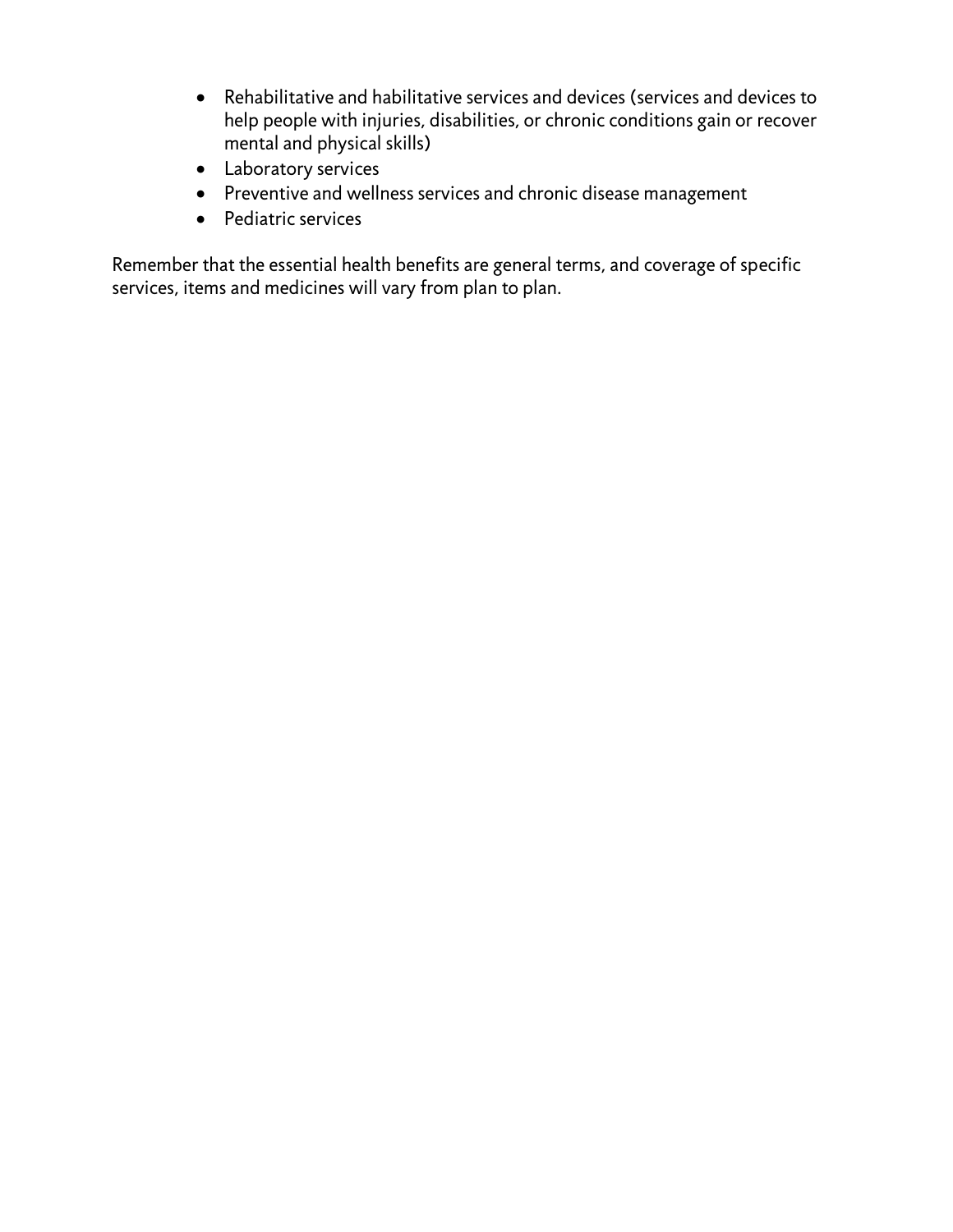- Rehabilitative and habilitative services and devices (services and devices to help people with injuries, disabilities, or chronic conditions gain or recover mental and physical skills)
- Laboratory services
- Preventive and wellness services and chronic disease management
- Pediatric services

Remember that the essential health benefits are general terms, and coverage of specific services, items and medicines will vary from plan to plan.